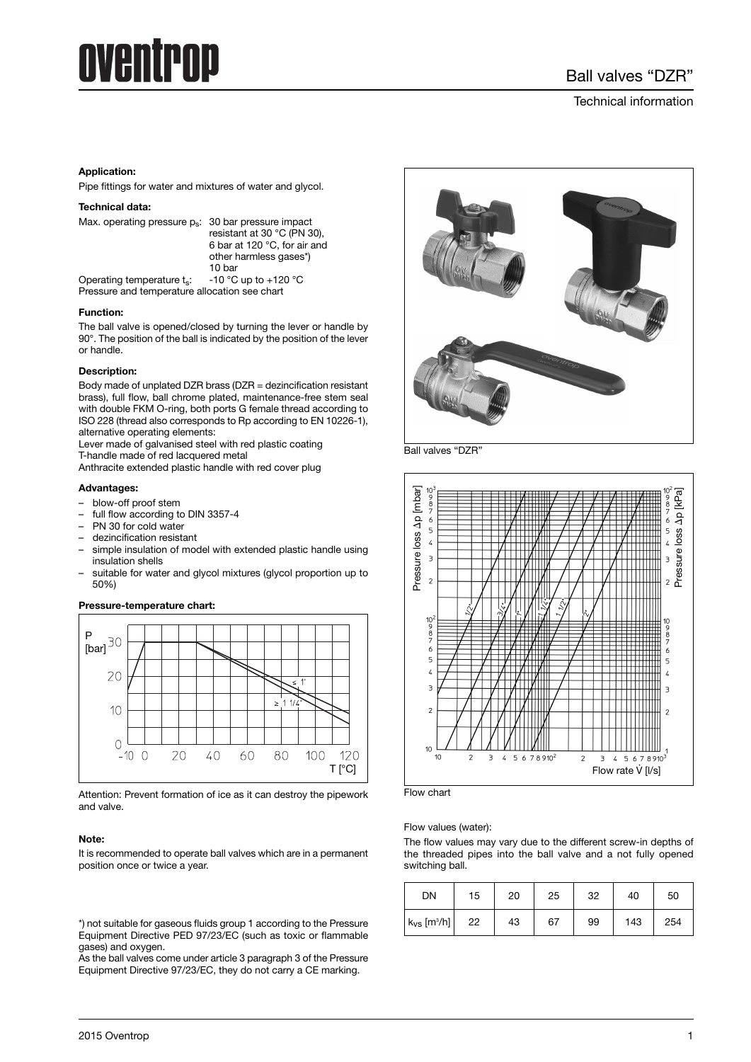# Ball valves "DZR"

Technical information

**Application:**

Pipe fittings for water and mixtures of water and glycol.

**Technical data:**

Max. operating pressure $p_s$: 30 bar pressure impact resistant at 30 °C (PN 30), 6 bar at 120 °C, for air and other harmless gases*) 10 bar

Operating temperature $t_s$: -10 °C up to +120 °C

Pressure and temperature allocation see chart

**Function:**

The ball valve is opened/closed by turning the lever or handle by 90°. The position of the ball is indicated by the position of the lever or handle.

**Description:**

Body made of unplated DZR brass (DZR = dezincification resistant brass), full flow, ball chrome plated, maintenance-free stem seal with double FKM O-ring, both ports G female thread according to ISO 228 (thread also corresponds to Rp according to EN 10226-1), alternative operating elements:

Lever made of galvanised steel with red plastic coating

T-handle made of red lacquered metal

Anthracite extended plastic handle with red cover plug

**Advantages:**

- blow-off proof stem
- full flow according to DIN 3357-4
- PN 30 for cold water
- dezincification resistant
- simple insulation of model with extended plastic handle using insulation shells
- suitable for water and glycol mixtures (glycol proportion up to 50%)

**Pressure-temperature chart:**

Attention: Prevent formation of ice as it can destroy the pipework and valve.

**Note:**

It is recommended to operate ball valves which are in a permanent position once or twice a year.

*) not suitable for gaseous fluids group 1 according to the Pressure Equipment Directive PED 97/23/EC (such as toxic or flammable gases) and oxygen.

As the ball valves come under article 3 paragraph 3 of the Pressure Equipment Directive 97/23/EC, they do not carry a CE marking.

Ball valves "DZR"

Flow chart

Flow values (water):

The flow values may vary due to the different screw-in depths of the threaded pipes into the ball valve and a not fully opened switching ball.

| DN | 15 | 20 | 25 | 32 | 40 | 50 |
|---|---|---|---|---|---|---|
| $k_{vs}$ [m³/h] | 22 | 43 | 67 | 99 | 143 | 254 |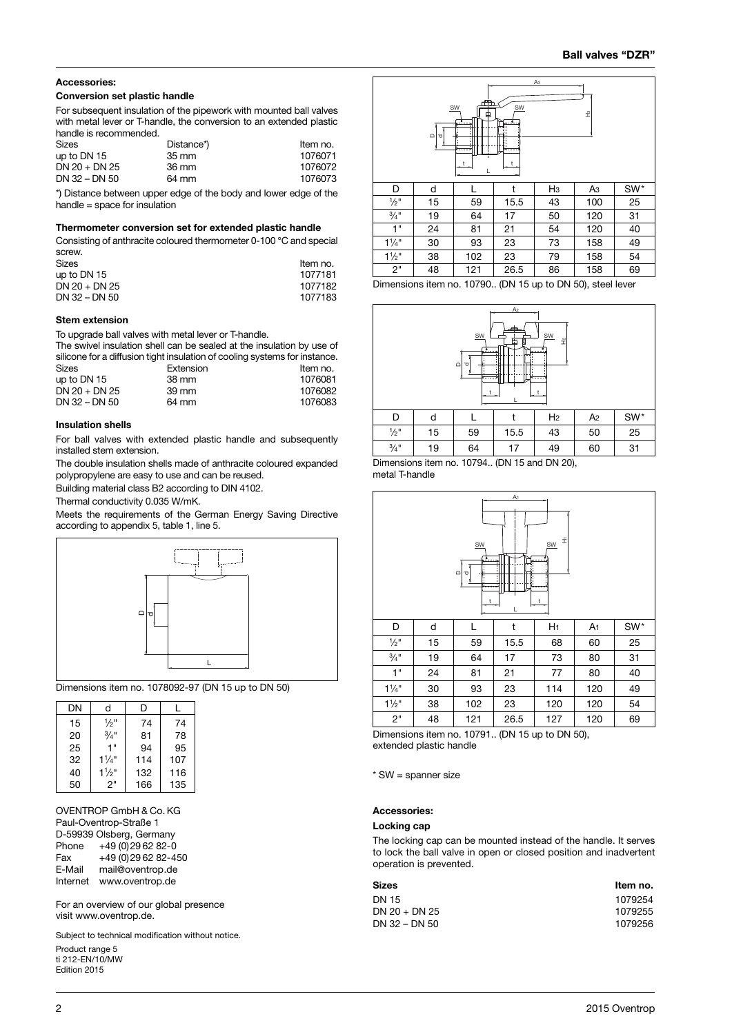## Accessories:

### Conversion set plastic handle

For subsequent insulation of the pipework with mounted ball valves with metal lever or T-handle, the conversion to an extended plastic handle is recommended.

| Sizes | Distance*) | Item no. |
|---|---|---|
| up to DN 15 | 35 mm | 1076071 |
| DN 20 + DN 25 | 36 mm | 1076072 |
| DN 32 – DN 50 | 64 mm | 1076073 |

*) Distance between upper edge of the body and lower edge of the handle = space for insulation

### Thermometer conversion set for extended plastic handle

Consisting of anthracite coloured thermometer 0-100 °C and special screw.

| Sizes | Item no. |
|---|---|
| up to DN 15 | 1077181 |
| DN 20 + DN 25 | 1077182 |
| DN 32 – DN 50 | 1077183 |

### Stem extension

To upgrade ball valves with metal lever or T-handle.

The swivel insulation shell can be sealed at the insulation by use of silicone for a diffusion tight insulation of cooling systems for instance.

| Sizes | Extension | Item no. |
|---|---|---|
| up to DN 15 | 38 mm | 1076081 |
| DN 20 + DN 25 | 39 mm | 1076082 |
| DN 32 – DN 50 | 64 mm | 1076083 |

### Insulation shells

For ball valves with extended plastic handle and subsequently installed stem extension.

The double insulation shells made of anthracite coloured expanded polypropylene are easy to use and can be reused.

Building material class B2 according to DIN 4102.

Thermal conductivity 0.035 W/mK.

Meets the requirements of the German Energy Saving Directive according to appendix 5, table 1, line 5.

D
d
L

Dimensions item no. 1078092-97 (DN 15 up to DN 50)

| DN | d | D | L |
|---|---|---|---|
| 15 | ½" | 74 | 74 |
| 20 | ¾" | 81 | 78 |
| 25 | 1" | 94 | 95 |
| 32 | 1¼" | 114 | 107 |
| 40 | 1½" | 132 | 116 |
| 50 | 2" | 166 | 135 |

OVENTROP GmbH & Co. KG
Paul-Oventrop-Straße 1
D-59939 Olsberg, Germany
Phone +49 (0) 29 62 82-0
Fax +49 (0) 29 62 82-450
E-Mail mail@oventrop.de
Internet www.oventrop.de

For an overview of our global presence visit www.oventrop.de.

Subject to technical modification without notice.

Product range 5
ti 212-EN/10/MW
Edition 2015

SW
SW
$A_3$
$H_3$
D
d
t
t
L

| D | d | L | t | $H_3$ | $A_3$ | SW* |
|---|---|---|---|---|---|---|
| ½" | 15 | 59 | 15.5 | 43 | 100 | 25 |
| ¾" | 19 | 64 | 17 | 50 | 120 | 31 |
| 1" | 24 | 81 | 21 | 54 | 120 | 40 |
| 1¼" | 30 | 93 | 23 | 73 | 158 | 49 |
| 1½" | 38 | 102 | 23 | 79 | 158 | 54 |
| 2" | 48 | 121 | 26.5 | 86 | 158 | 69 |

Dimensions item no. 10790.. (DN 15 up to DN 50), steel lever

SW
SW
$A_2$
$H_2$
D
d
t
t
L

| D | d | L | t | $H_2$ | $A_2$ | SW* |
|---|---|---|---|---|---|---|
| ½" | 15 | 59 | 15.5 | 43 | 50 | 25 |
| ¾" | 19 | 64 | 17 | 49 | 60 | 31 |

Dimensions item no. 10794.. (DN 15 and DN 20), metal T-handle

SW
SW
$A_1$
$H_1$
D
d
t
t
L

| D | d | L | t | $H_1$ | $A_1$ | SW* |
|---|---|---|---|---|---|---|
| ½" | 15 | 59 | 15.5 | 68 | 60 | 25 |
| ¾" | 19 | 64 | 17 | 73 | 80 | 31 |
| 1" | 24 | 81 | 21 | 77 | 80 | 40 |
| 1¼" | 30 | 93 | 23 | 114 | 120 | 49 |
| 1½" | 38 | 102 | 23 | 120 | 120 | 54 |
| 2" | 48 | 121 | 26.5 | 127 | 120 | 69 |

Dimensions item no. 10791.. (DN 15 up to DN 50), extended plastic handle

\* SW = spanner size

## Accessories:

### Locking cap

The locking cap can be mounted instead of the handle. It serves to lock the ball valve in open or closed position and inadvertent operation is prevented.

| Sizes | Item no. |
|---|---|
| DN 15 | 1079254 |
| DN 20 + DN 25 | 1079255 |
| DN 32 – DN 50 | 1079256 |